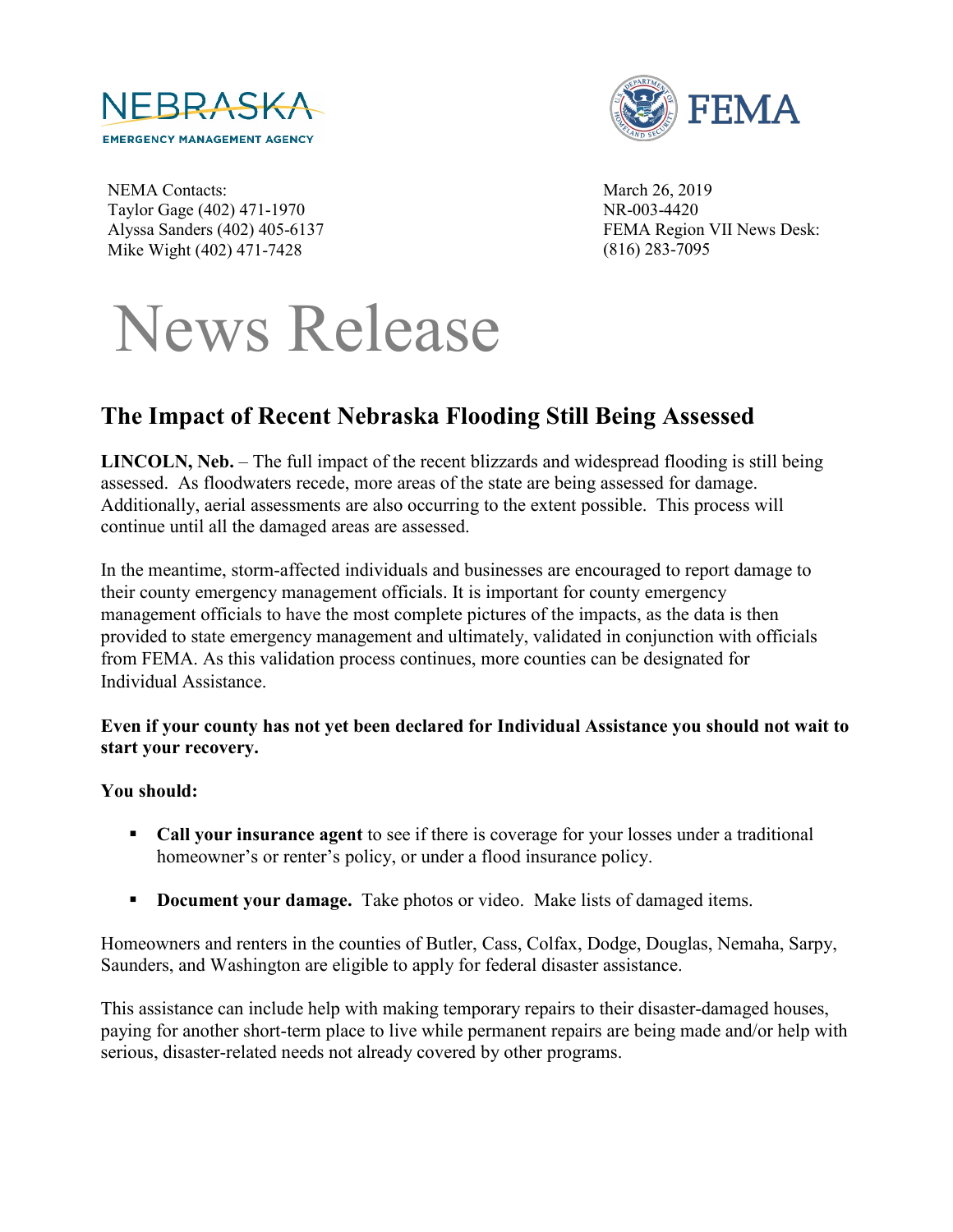NEMA Contacts:
Taylor Gage (402) 471-1970
Alyssa Sanders (402) 405-6137
Mike Wight (402) 471-7428

March 26, 2019
NR-003-4420
FEMA Region VII News Desk:
(816) 283-7095

# News Release

## The Impact of Recent Nebraska Flooding Still Being Assessed

**LINCOLN, Neb.** – The full impact of the recent blizzards and widespread flooding is still being assessed. As floodwaters recede, more areas of the state are being assessed for damage. Additionally, aerial assessments are also occurring to the extent possible. This process will continue until all the damaged areas are assessed.

In the meantime, storm-affected individuals and businesses are encouraged to report damage to their county emergency management officials. It is important for county emergency management officials to have the most complete pictures of the impacts, as the data is then provided to state emergency management and ultimately, validated in conjunction with officials from FEMA. As this validation process continues, more counties can be designated for Individual Assistance.

**Even if your county has not yet been declared for Individual Assistance you should not wait to start your recovery.**

**You should:**

- **Call your insurance agent** to see if there is coverage for your losses under a traditional homeowner's or renter's policy, or under a flood insurance policy.
- **Document your damage.** Take photos or video. Make lists of damaged items.

Homeowners and renters in the counties of Butler, Cass, Colfax, Dodge, Douglas, Nemaha, Sarpy, Saunders, and Washington are eligible to apply for federal disaster assistance.

This assistance can include help with making temporary repairs to their disaster-damaged houses, paying for another short-term place to live while permanent repairs are being made and/or help with serious, disaster-related needs not already covered by other programs.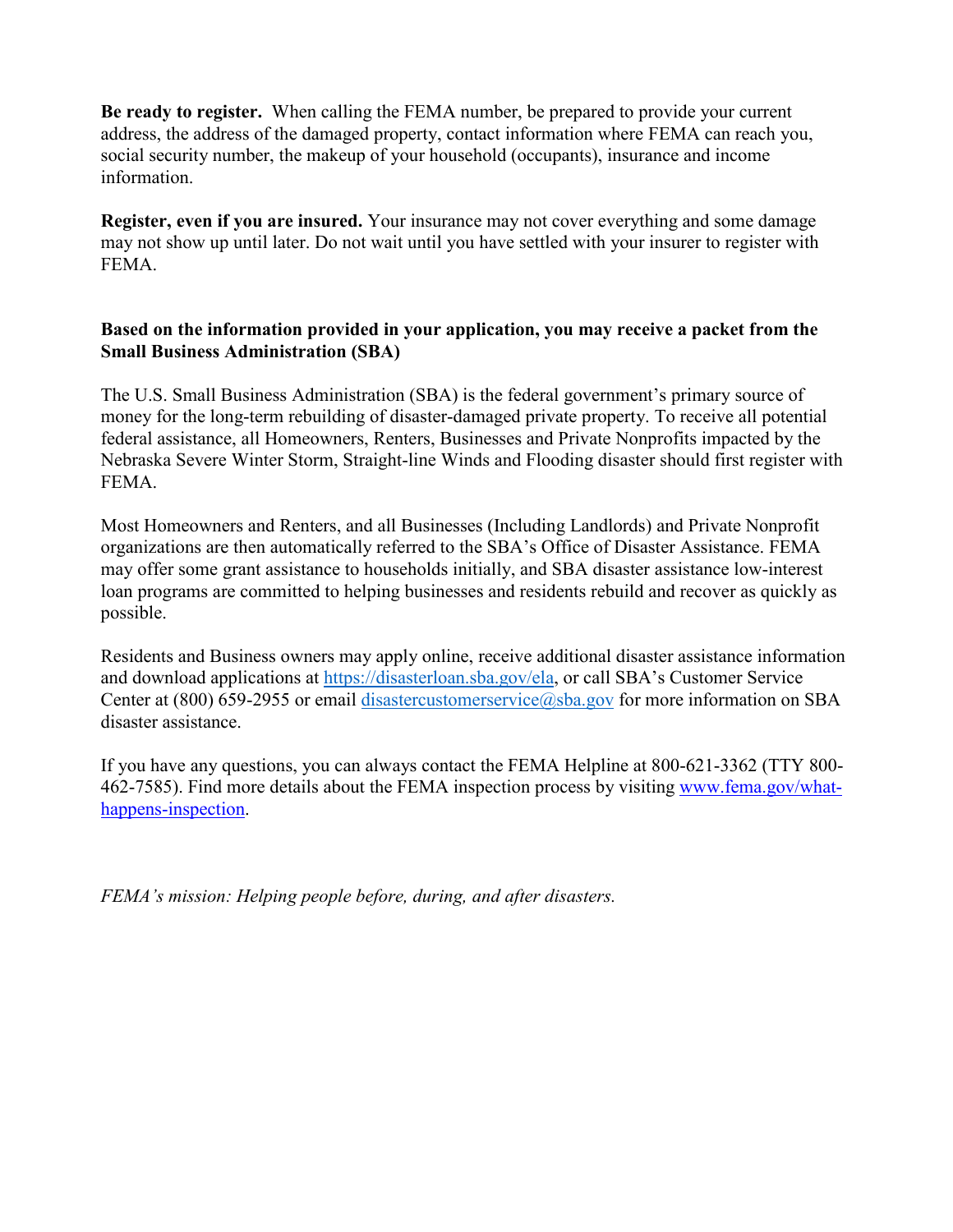**Be ready to register.** When calling the FEMA number, be prepared to provide your current address, the address of the damaged property, contact information where FEMA can reach you, social security number, the makeup of your household (occupants), insurance and income information.

**Register, even if you are insured.** Your insurance may not cover everything and some damage may not show up until later. Do not wait until you have settled with your insurer to register with FEMA.

**Based on the information provided in your application, you may receive a packet from the Small Business Administration (SBA)**

The U.S. Small Business Administration (SBA) is the federal government's primary source of money for the long-term rebuilding of disaster-damaged private property. To receive all potential federal assistance, all Homeowners, Renters, Businesses and Private Nonprofits impacted by the Nebraska Severe Winter Storm, Straight-line Winds and Flooding disaster should first register with FEMA.

Most Homeowners and Renters, and all Businesses (Including Landlords) and Private Nonprofit organizations are then automatically referred to the SBA's Office of Disaster Assistance. FEMA may offer some grant assistance to households initially, and SBA disaster assistance low-interest loan programs are committed to helping businesses and residents rebuild and recover as quickly as possible.

Residents and Business owners may apply online, receive additional disaster assistance information and download applications at [https://disasterloan.sba.gov/ela](https://disasterloan.sba.gov/ela), or call SBA's Customer Service Center at (800) 659-2955 or email [disastercustomerservice@sba.gov](mailto:disastercustomerservice@sba.gov) for more information on SBA disaster assistance.

If you have any questions, you can always contact the FEMA Helpline at 800-621-3362 (TTY 800-462-7585). Find more details about the FEMA inspection process by visiting [www.fema.gov/what-happens-inspection](http://www.fema.gov/what-happens-inspection).

*FEMA's mission: Helping people before, during, and after disasters.*